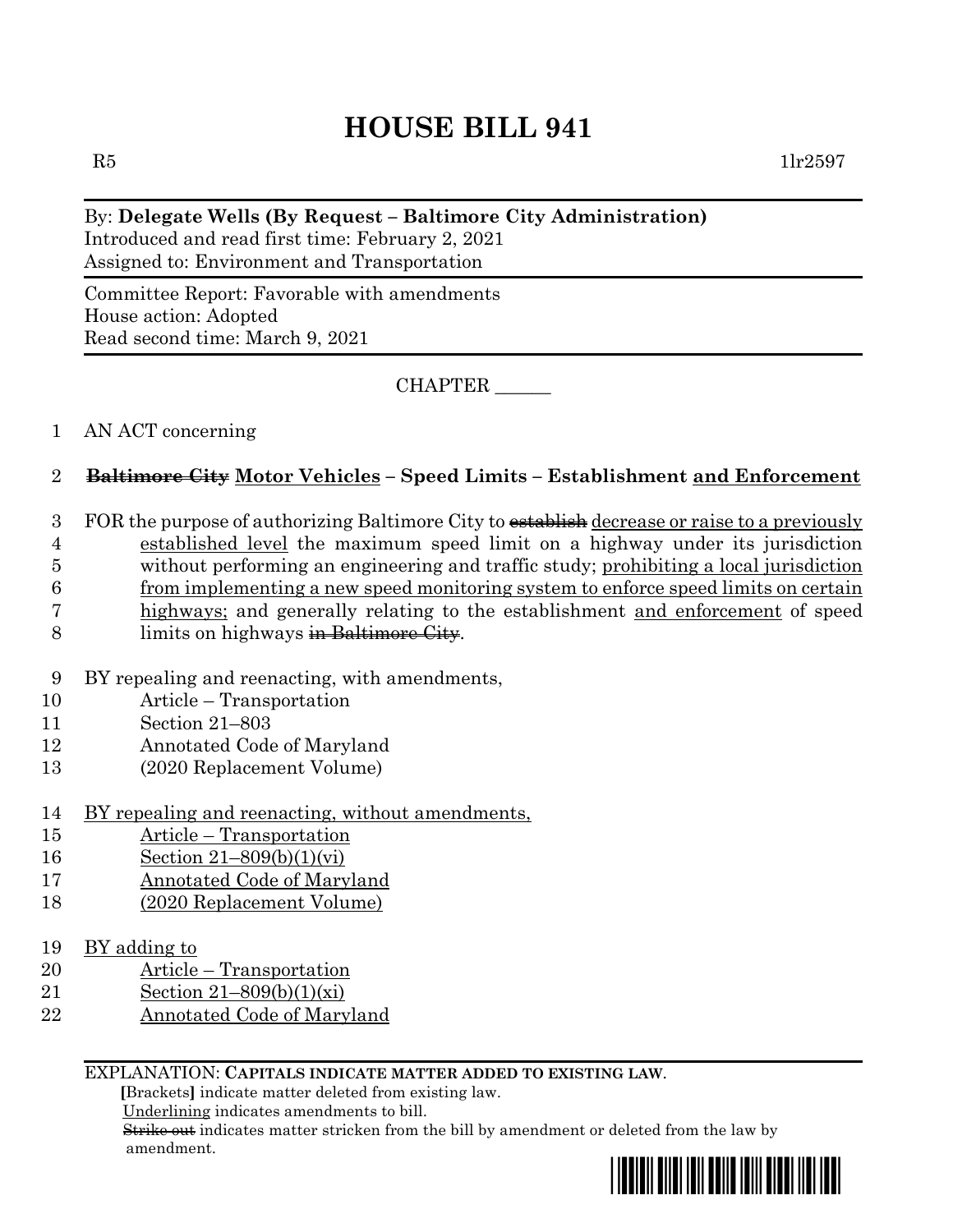# HOUSE BILL 941

R5 1lr2597

By: **Delegate Wells (By Request – Baltimore City Administration)**
Introduced and read first time: February 2, 2021
Assigned to: Environment and Transportation

Committee Report: Favorable with amendments
House action: Adopted
Read second time: March 9, 2021

CHAPTER ______

1 AN ACT concerning

2 **~~Baltimore City~~ Motor Vehicles – Speed Limits – Establishment and Enforcement**

3 FOR the purpose of authorizing Baltimore City to ~~establish~~ decrease or raise to a previously
4 established level the maximum speed limit on a highway under its jurisdiction
5 without performing an engineering and traffic study; prohibiting a local jurisdiction
6 from implementing a new speed monitoring system to enforce speed limits on certain
7 highways; and generally relating to the establishment and enforcement of speed
8 limits on highways ~~in Baltimore City~~.

9 BY repealing and reenacting, with amendments,
10 Article – Transportation
11 Section 21–803
12 Annotated Code of Maryland
13 (2020 Replacement Volume)

14 BY repealing and reenacting, without amendments,
15 Article – Transportation
16 Section 21–809(b)(1)(vi)
17 Annotated Code of Maryland
18 (2020 Replacement Volume)

19 BY adding to
20 Article – Transportation
21 Section 21–809(b)(1)(xi)
22 Annotated Code of Maryland

EXPLANATION: **CAPITALS INDICATE MATTER ADDED TO EXISTING LAW.**
**[**Brackets**]** indicate matter deleted from existing law.
Underlining indicates amendments to bill.
~~Strike out~~ indicates matter stricken from the bill by amendment or deleted from the law by amendment.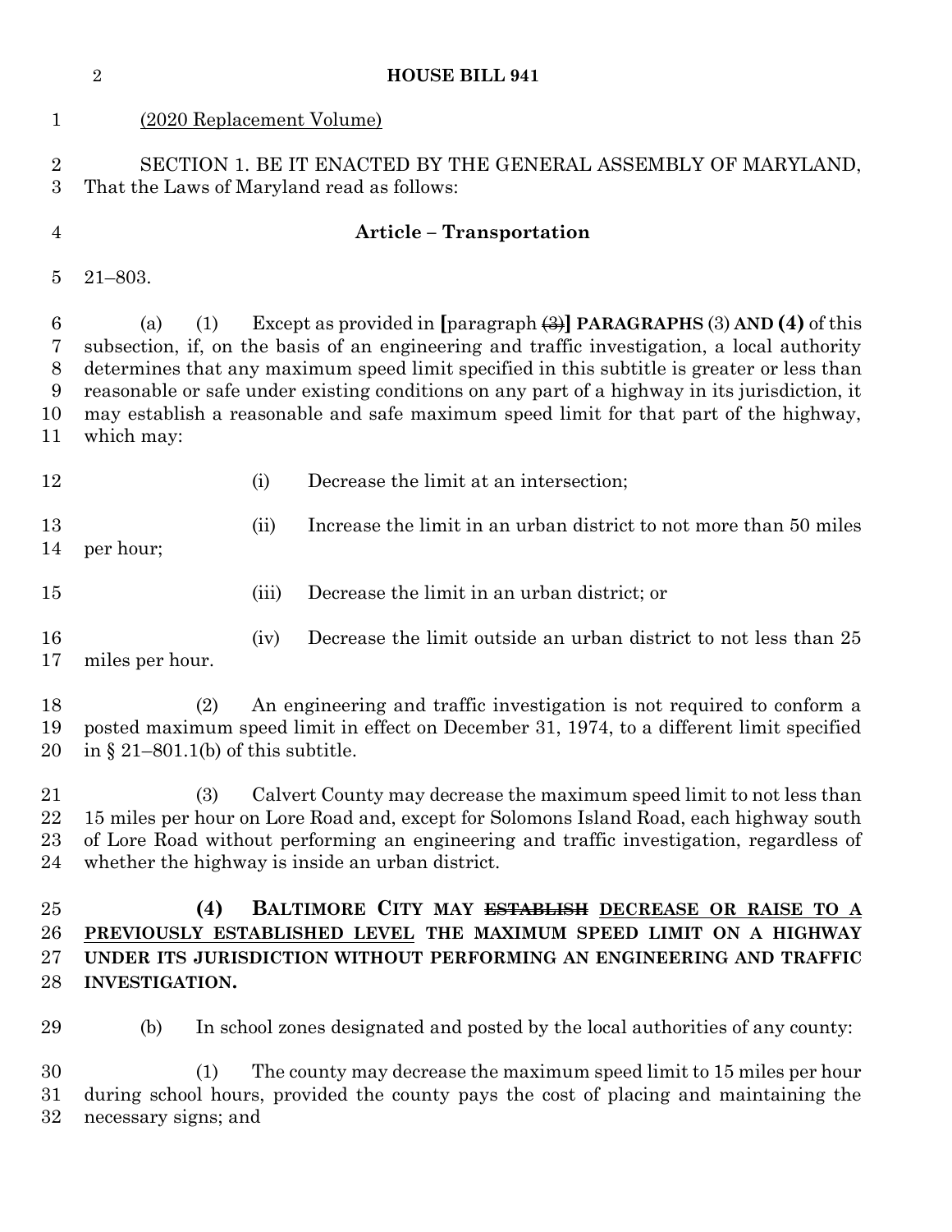(2020 Replacement Volume)

SECTION 1. BE IT ENACTED BY THE GENERAL ASSEMBLY OF MARYLAND, That the Laws of Maryland read as follows:

**Article – Transportation**

21–803.

(a) (1) Except as provided in **[**paragraph ~~(3)~~**]** **PARAGRAPHS** (3) **AND (4)** of this subsection, if, on the basis of an engineering and traffic investigation, a local authority determines that any maximum speed limit specified in this subtitle is greater or less than reasonable or safe under existing conditions on any part of a highway in its jurisdiction, it may establish a reasonable and safe maximum speed limit for that part of the highway, which may:

(i) Decrease the limit at an intersection;

(ii) Increase the limit in an urban district to not more than 50 miles per hour;

(iii) Decrease the limit in an urban district; or

(iv) Decrease the limit outside an urban district to not less than 25 miles per hour.

(2) An engineering and traffic investigation is not required to conform a posted maximum speed limit in effect on December 31, 1974, to a different limit specified in § 21–801.1(b) of this subtitle.

(3) Calvert County may decrease the maximum speed limit to not less than 15 miles per hour on Lore Road and, except for Solomons Island Road, each highway south of Lore Road without performing an engineering and traffic investigation, regardless of whether the highway is inside an urban district.

**(4) BALTIMORE CITY MAY ~~ESTABLISH~~ <u>DECREASE OR RAISE TO A PREVIOUSLY ESTABLISHED LEVEL</u> THE MAXIMUM SPEED LIMIT ON A HIGHWAY UNDER ITS JURISDICTION WITHOUT PERFORMING AN ENGINEERING AND TRAFFIC INVESTIGATION.**

(b) In school zones designated and posted by the local authorities of any county:

(1) The county may decrease the maximum speed limit to 15 miles per hour during school hours, provided the county pays the cost of placing and maintaining the necessary signs; and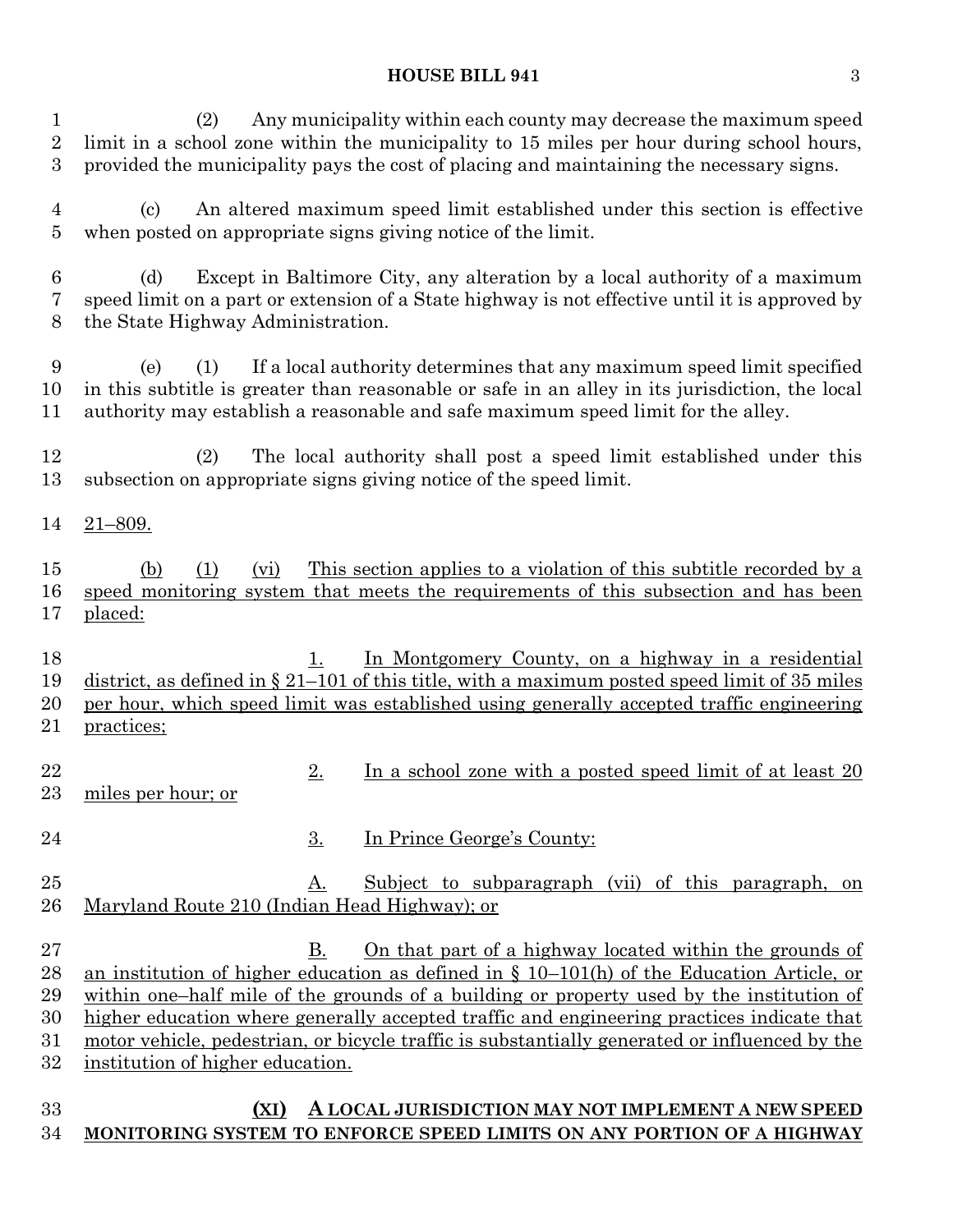(2) Any municipality within each county may decrease the maximum speed limit in a school zone within the municipality to 15 miles per hour during school hours, provided the municipality pays the cost of placing and maintaining the necessary signs.

(c) An altered maximum speed limit established under this section is effective when posted on appropriate signs giving notice of the limit.

(d) Except in Baltimore City, any alteration by a local authority of a maximum speed limit on a part or extension of a State highway is not effective until it is approved by the State Highway Administration.

(e) (1) If a local authority determines that any maximum speed limit specified in this subtitle is greater than reasonable or safe in an alley in its jurisdiction, the local authority may establish a reasonable and safe maximum speed limit for the alley.

(2) The local authority shall post a speed limit established under this subsection on appropriate signs giving notice of the speed limit.

21–809.

(b) (1) (vi) This section applies to a violation of this subtitle recorded by a speed monitoring system that meets the requirements of this subsection and has been placed:

1. In Montgomery County, on a highway in a residential district, as defined in § 21–101 of this title, with a maximum posted speed limit of 35 miles per hour, which speed limit was established using generally accepted traffic engineering practices;

2. In a school zone with a posted speed limit of at least 20 miles per hour; or

3. In Prince George's County:

A. Subject to subparagraph (vii) of this paragraph, on Maryland Route 210 (Indian Head Highway); or

B. On that part of a highway located within the grounds of an institution of higher education as defined in § 10–101(h) of the Education Article, or within one–half mile of the grounds of a building or property used by the institution of higher education where generally accepted traffic and engineering practices indicate that motor vehicle, pedestrian, or bicycle traffic is substantially generated or influenced by the institution of higher education.

**(XI) A LOCAL JURISDICTION MAY NOT IMPLEMENT A NEW SPEED MONITORING SYSTEM TO ENFORCE SPEED LIMITS ON ANY PORTION OF A HIGHWAY**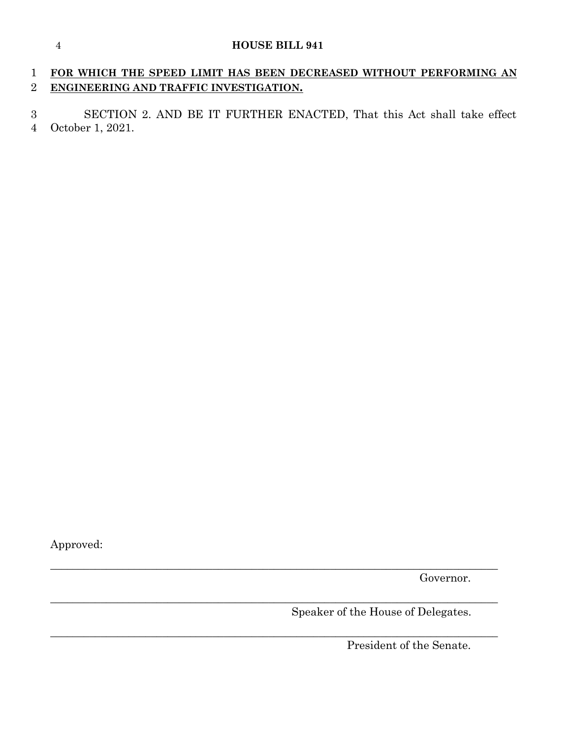**<u>FOR WHICH THE SPEED LIMIT HAS BEEN DECREASED WITHOUT PERFORMING AN ENGINEERING AND TRAFFIC INVESTIGATION.</u>**

SECTION 2. AND BE IT FURTHER ENACTED, That this Act shall take effect October 1, 2021.

Approved:

\_\_\_\_\_\_\_\_\_\_\_\_\_\_\_\_\_\_\_\_\_\_\_\_\_\_\_\_\_\_\_\_\_\_\_\_\_\_\_\_\_\_\_\_\_\_\_\_\_\_\_\_\_\_\_\_\_\_\_\_\_\_\_\_\_\_\_\_\_\_\_\_\_

Governor.

\_\_\_\_\_\_\_\_\_\_\_\_\_\_\_\_\_\_\_\_\_\_\_\_\_\_\_\_\_\_\_\_\_\_\_\_\_\_\_\_\_\_\_\_\_\_\_\_\_\_\_\_\_\_\_\_\_\_\_\_\_\_\_\_\_\_\_\_\_\_\_\_\_

Speaker of the House of Delegates.

\_\_\_\_\_\_\_\_\_\_\_\_\_\_\_\_\_\_\_\_\_\_\_\_\_\_\_\_\_\_\_\_\_\_\_\_\_\_\_\_\_\_\_\_\_\_\_\_\_\_\_\_\_\_\_\_\_\_\_\_\_\_\_\_\_\_\_\_\_\_\_\_\_

President of the Senate.